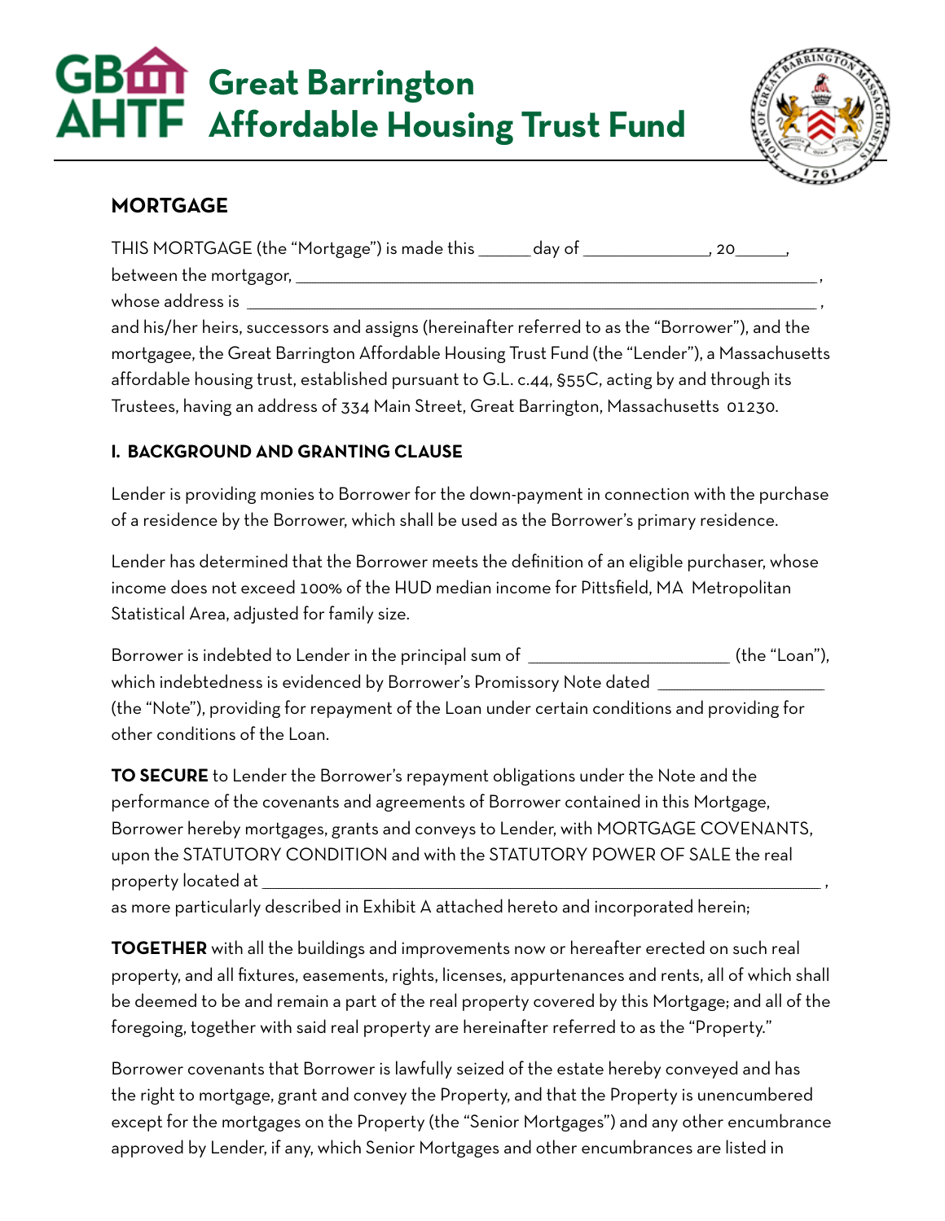# Great Barrington Affordable Housing Trust Fund

## MORTGAGE

THIS MORTGAGE (the "Mortgage") is made this ______ day of ______________, 20______, between the mortgagor, ______________________________________________________________, whose address is ______________________________________________________________, and his/her heirs, successors and assigns (hereinafter referred to as the "Borrower"), and the mortgagee, the Great Barrington Affordable Housing Trust Fund (the "Lender"), a Massachusetts affordable housing trust, established pursuant to G.L. c.44, §55C, acting by and through its Trustees, having an address of 334 Main Street, Great Barrington, Massachusetts 01230.

### I. BACKGROUND AND GRANTING CLAUSE

Lender is providing monies to Borrower for the down-payment in connection with the purchase of a residence by the Borrower, which shall be used as the Borrower's primary residence.

Lender has determined that the Borrower meets the definition of an eligible purchaser, whose income does not exceed 100% of the HUD median income for Pittsfield, MA Metropolitan Statistical Area, adjusted for family size.

Borrower is indebted to Lender in the principal sum of ______________________ (the "Loan"), which indebtedness is evidenced by Borrower's Promissory Note dated __________________ (the "Note"), providing for repayment of the Loan under certain conditions and providing for other conditions of the Loan.

**TO SECURE** to Lender the Borrower's repayment obligations under the Note and the performance of the covenants and agreements of Borrower contained in this Mortgage, Borrower hereby mortgages, grants and conveys to Lender, with MORTGAGE COVENANTS, upon the STATUTORY CONDITION and with the STATUTORY POWER OF SALE the real property located at ______________________________________________________________, as more particularly described in Exhibit A attached hereto and incorporated herein;

**TOGETHER** with all the buildings and improvements now or hereafter erected on such real property, and all fixtures, easements, rights, licenses, appurtenances and rents, all of which shall be deemed to be and remain a part of the real property covered by this Mortgage; and all of the foregoing, together with said real property are hereinafter referred to as the "Property."

Borrower covenants that Borrower is lawfully seized of the estate hereby conveyed and has the right to mortgage, grant and convey the Property, and that the Property is unencumbered except for the mortgages on the Property (the "Senior Mortgages") and any other encumbrance approved by Lender, if any, which Senior Mortgages and other encumbrances are listed in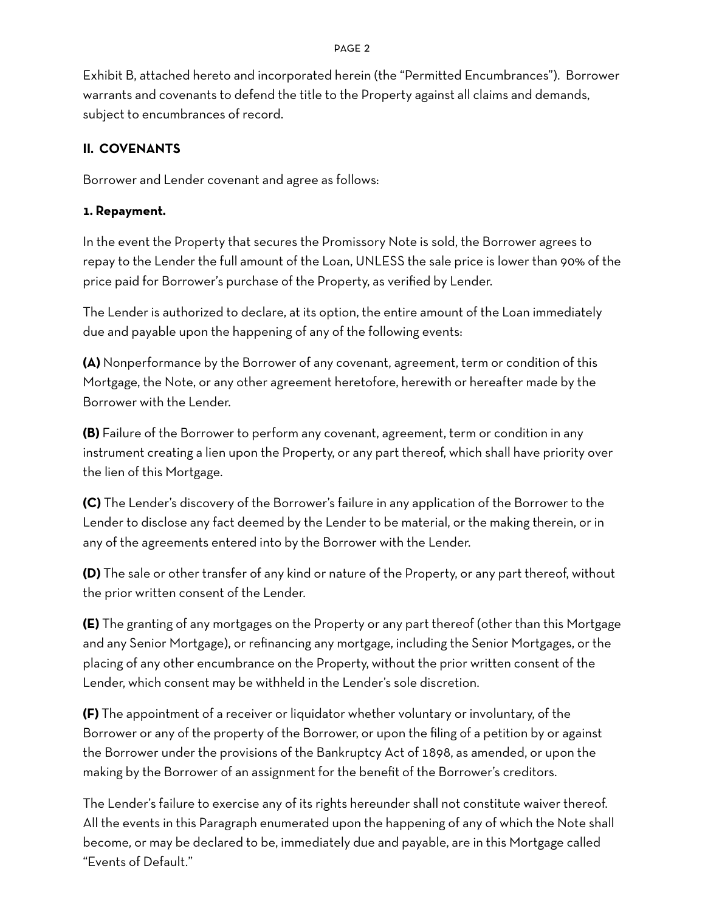Exhibit B, attached hereto and incorporated herein (the "Permitted Encumbrances"). Borrower warrants and covenants to defend the title to the Property against all claims and demands, subject to encumbrances of record.

## II. COVENANTS

Borrower and Lender covenant and agree as follows:

### 1. Repayment.

In the event the Property that secures the Promissory Note is sold, the Borrower agrees to repay to the Lender the full amount of the Loan, UNLESS the sale price is lower than 90% of the price paid for Borrower's purchase of the Property, as verified by Lender.

The Lender is authorized to declare, at its option, the entire amount of the Loan immediately due and payable upon the happening of any of the following events:

**(A)** Nonperformance by the Borrower of any covenant, agreement, term or condition of this Mortgage, the Note, or any other agreement heretofore, herewith or hereafter made by the Borrower with the Lender.

**(B)** Failure of the Borrower to perform any covenant, agreement, term or condition in any instrument creating a lien upon the Property, or any part thereof, which shall have priority over the lien of this Mortgage.

**(C)** The Lender's discovery of the Borrower's failure in any application of the Borrower to the Lender to disclose any fact deemed by the Lender to be material, or the making therein, or in any of the agreements entered into by the Borrower with the Lender.

**(D)** The sale or other transfer of any kind or nature of the Property, or any part thereof, without the prior written consent of the Lender.

**(E)** The granting of any mortgages on the Property or any part thereof (other than this Mortgage and any Senior Mortgage), or refinancing any mortgage, including the Senior Mortgages, or the placing of any other encumbrance on the Property, without the prior written consent of the Lender, which consent may be withheld in the Lender's sole discretion.

**(F)** The appointment of a receiver or liquidator whether voluntary or involuntary, of the Borrower or any of the property of the Borrower, or upon the filing of a petition by or against the Borrower under the provisions of the Bankruptcy Act of 1898, as amended, or upon the making by the Borrower of an assignment for the benefit of the Borrower's creditors.

The Lender's failure to exercise any of its rights hereunder shall not constitute waiver thereof. All the events in this Paragraph enumerated upon the happening of any of which the Note shall become, or may be declared to be, immediately due and payable, are in this Mortgage called "Events of Default."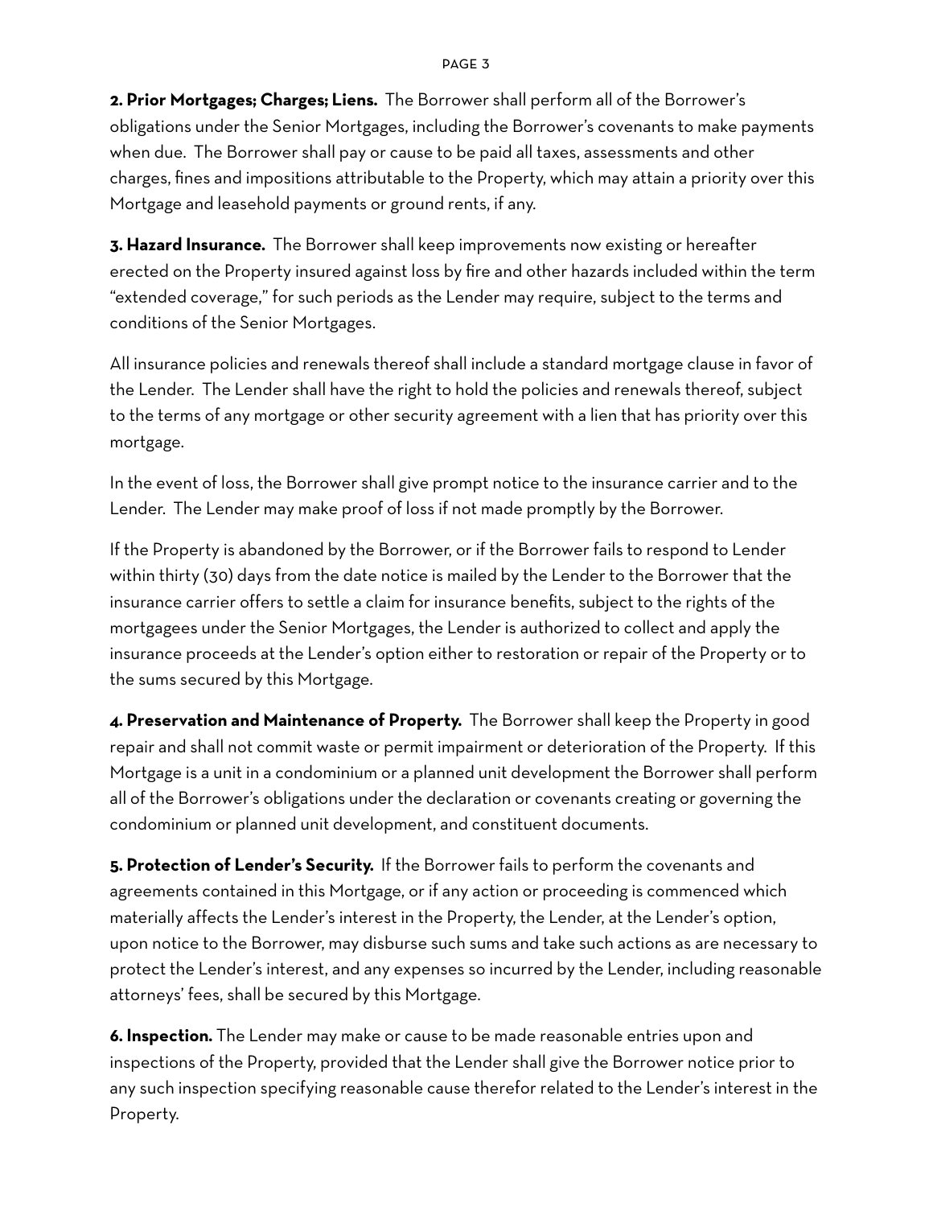**2. Prior Mortgages; Charges; Liens.** The Borrower shall perform all of the Borrower's obligations under the Senior Mortgages, including the Borrower's covenants to make payments when due. The Borrower shall pay or cause to be paid all taxes, assessments and other charges, fines and impositions attributable to the Property, which may attain a priority over this Mortgage and leasehold payments or ground rents, if any.

**3. Hazard Insurance.** The Borrower shall keep improvements now existing or hereafter erected on the Property insured against loss by fire and other hazards included within the term "extended coverage," for such periods as the Lender may require, subject to the terms and conditions of the Senior Mortgages.

All insurance policies and renewals thereof shall include a standard mortgage clause in favor of the Lender. The Lender shall have the right to hold the policies and renewals thereof, subject to the terms of any mortgage or other security agreement with a lien that has priority over this mortgage.

In the event of loss, the Borrower shall give prompt notice to the insurance carrier and to the Lender. The Lender may make proof of loss if not made promptly by the Borrower.

If the Property is abandoned by the Borrower, or if the Borrower fails to respond to Lender within thirty (30) days from the date notice is mailed by the Lender to the Borrower that the insurance carrier offers to settle a claim for insurance benefits, subject to the rights of the mortgagees under the Senior Mortgages, the Lender is authorized to collect and apply the insurance proceeds at the Lender's option either to restoration or repair of the Property or to the sums secured by this Mortgage.

**4. Preservation and Maintenance of Property.** The Borrower shall keep the Property in good repair and shall not commit waste or permit impairment or deterioration of the Property. If this Mortgage is a unit in a condominium or a planned unit development the Borrower shall perform all of the Borrower's obligations under the declaration or covenants creating or governing the condominium or planned unit development, and constituent documents.

**5. Protection of Lender's Security.** If the Borrower fails to perform the covenants and agreements contained in this Mortgage, or if any action or proceeding is commenced which materially affects the Lender's interest in the Property, the Lender, at the Lender's option, upon notice to the Borrower, may disburse such sums and take such actions as are necessary to protect the Lender's interest, and any expenses so incurred by the Lender, including reasonable attorneys' fees, shall be secured by this Mortgage.

**6. Inspection.** The Lender may make or cause to be made reasonable entries upon and inspections of the Property, provided that the Lender shall give the Borrower notice prior to any such inspection specifying reasonable cause therefor related to the Lender's interest in the Property.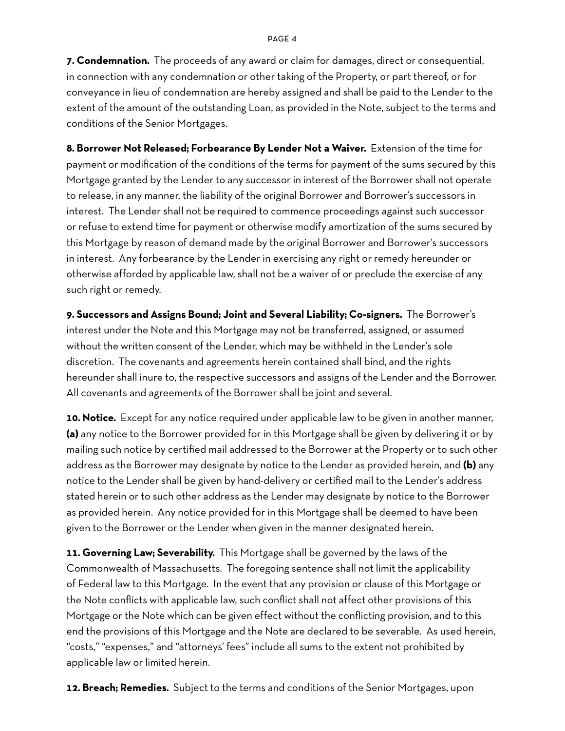**7. Condemnation.** The proceeds of any award or claim for damages, direct or consequential, in connection with any condemnation or other taking of the Property, or part thereof, or for conveyance in lieu of condemnation are hereby assigned and shall be paid to the Lender to the extent of the amount of the outstanding Loan, as provided in the Note, subject to the terms and conditions of the Senior Mortgages.

**8. Borrower Not Released; Forbearance By Lender Not a Waiver.** Extension of the time for payment or modification of the conditions of the terms for payment of the sums secured by this Mortgage granted by the Lender to any successor in interest of the Borrower shall not operate to release, in any manner, the liability of the original Borrower and Borrower's successors in interest. The Lender shall not be required to commence proceedings against such successor or refuse to extend time for payment or otherwise modify amortization of the sums secured by this Mortgage by reason of demand made by the original Borrower and Borrower's successors in interest. Any forbearance by the Lender in exercising any right or remedy hereunder or otherwise afforded by applicable law, shall not be a waiver of or preclude the exercise of any such right or remedy.

**9. Successors and Assigns Bound; Joint and Several Liability; Co-signers.** The Borrower's interest under the Note and this Mortgage may not be transferred, assigned, or assumed without the written consent of the Lender, which may be withheld in the Lender's sole discretion. The covenants and agreements herein contained shall bind, and the rights hereunder shall inure to, the respective successors and assigns of the Lender and the Borrower. All covenants and agreements of the Borrower shall be joint and several.

**10. Notice.** Except for any notice required under applicable law to be given in another manner, **(a)** any notice to the Borrower provided for in this Mortgage shall be given by delivering it or by mailing such notice by certified mail addressed to the Borrower at the Property or to such other address as the Borrower may designate by notice to the Lender as provided herein, and **(b)** any notice to the Lender shall be given by hand-delivery or certified mail to the Lender's address stated herein or to such other address as the Lender may designate by notice to the Borrower as provided herein. Any notice provided for in this Mortgage shall be deemed to have been given to the Borrower or the Lender when given in the manner designated herein.

**11. Governing Law; Severability.** This Mortgage shall be governed by the laws of the Commonwealth of Massachusetts. The foregoing sentence shall not limit the applicability of Federal law to this Mortgage. In the event that any provision or clause of this Mortgage or the Note conflicts with applicable law, such conflict shall not affect other provisions of this Mortgage or the Note which can be given effect without the conflicting provision, and to this end the provisions of this Mortgage and the Note are declared to be severable. As used herein, "costs," "expenses," and "attorneys' fees" include all sums to the extent not prohibited by applicable law or limited herein.

**12. Breach; Remedies.** Subject to the terms and conditions of the Senior Mortgages, upon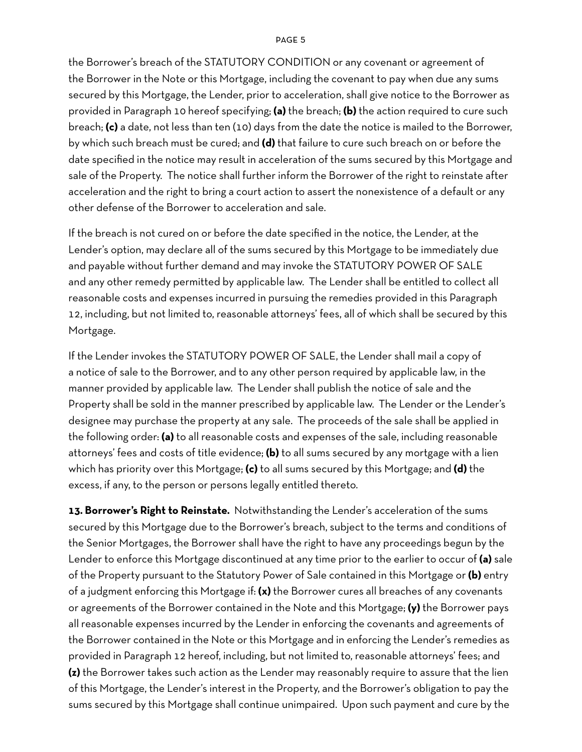the Borrower's breach of the STATUTORY CONDITION or any covenant or agreement of the Borrower in the Note or this Mortgage, including the covenant to pay when due any sums secured by this Mortgage, the Lender, prior to acceleration, shall give notice to the Borrower as provided in Paragraph 10 hereof specifying; **(a)** the breach; **(b)** the action required to cure such breach; **(c)** a date, not less than ten (10) days from the date the notice is mailed to the Borrower, by which such breach must be cured; and **(d)** that failure to cure such breach on or before the date specified in the notice may result in acceleration of the sums secured by this Mortgage and sale of the Property. The notice shall further inform the Borrower of the right to reinstate after acceleration and the right to bring a court action to assert the nonexistence of a default or any other defense of the Borrower to acceleration and sale.

If the breach is not cured on or before the date specified in the notice, the Lender, at the Lender's option, may declare all of the sums secured by this Mortgage to be immediately due and payable without further demand and may invoke the STATUTORY POWER OF SALE and any other remedy permitted by applicable law. The Lender shall be entitled to collect all reasonable costs and expenses incurred in pursuing the remedies provided in this Paragraph 12, including, but not limited to, reasonable attorneys' fees, all of which shall be secured by this Mortgage.

If the Lender invokes the STATUTORY POWER OF SALE, the Lender shall mail a copy of a notice of sale to the Borrower, and to any other person required by applicable law, in the manner provided by applicable law. The Lender shall publish the notice of sale and the Property shall be sold in the manner prescribed by applicable law. The Lender or the Lender's designee may purchase the property at any sale. The proceeds of the sale shall be applied in the following order: **(a)** to all reasonable costs and expenses of the sale, including reasonable attorneys' fees and costs of title evidence; **(b)** to all sums secured by any mortgage with a lien which has priority over this Mortgage; **(c)** to all sums secured by this Mortgage; and **(d)** the excess, if any, to the person or persons legally entitled thereto.

**13. Borrower's Right to Reinstate.** Notwithstanding the Lender's acceleration of the sums secured by this Mortgage due to the Borrower's breach, subject to the terms and conditions of the Senior Mortgages, the Borrower shall have the right to have any proceedings begun by the Lender to enforce this Mortgage discontinued at any time prior to the earlier to occur of **(a)** sale of the Property pursuant to the Statutory Power of Sale contained in this Mortgage or **(b)** entry of a judgment enforcing this Mortgage if: **(x)** the Borrower cures all breaches of any covenants or agreements of the Borrower contained in the Note and this Mortgage; **(y)** the Borrower pays all reasonable expenses incurred by the Lender in enforcing the covenants and agreements of the Borrower contained in the Note or this Mortgage and in enforcing the Lender's remedies as provided in Paragraph 12 hereof, including, but not limited to, reasonable attorneys' fees; and **(z)** the Borrower takes such action as the Lender may reasonably require to assure that the lien of this Mortgage, the Lender's interest in the Property, and the Borrower's obligation to pay the sums secured by this Mortgage shall continue unimpaired. Upon such payment and cure by the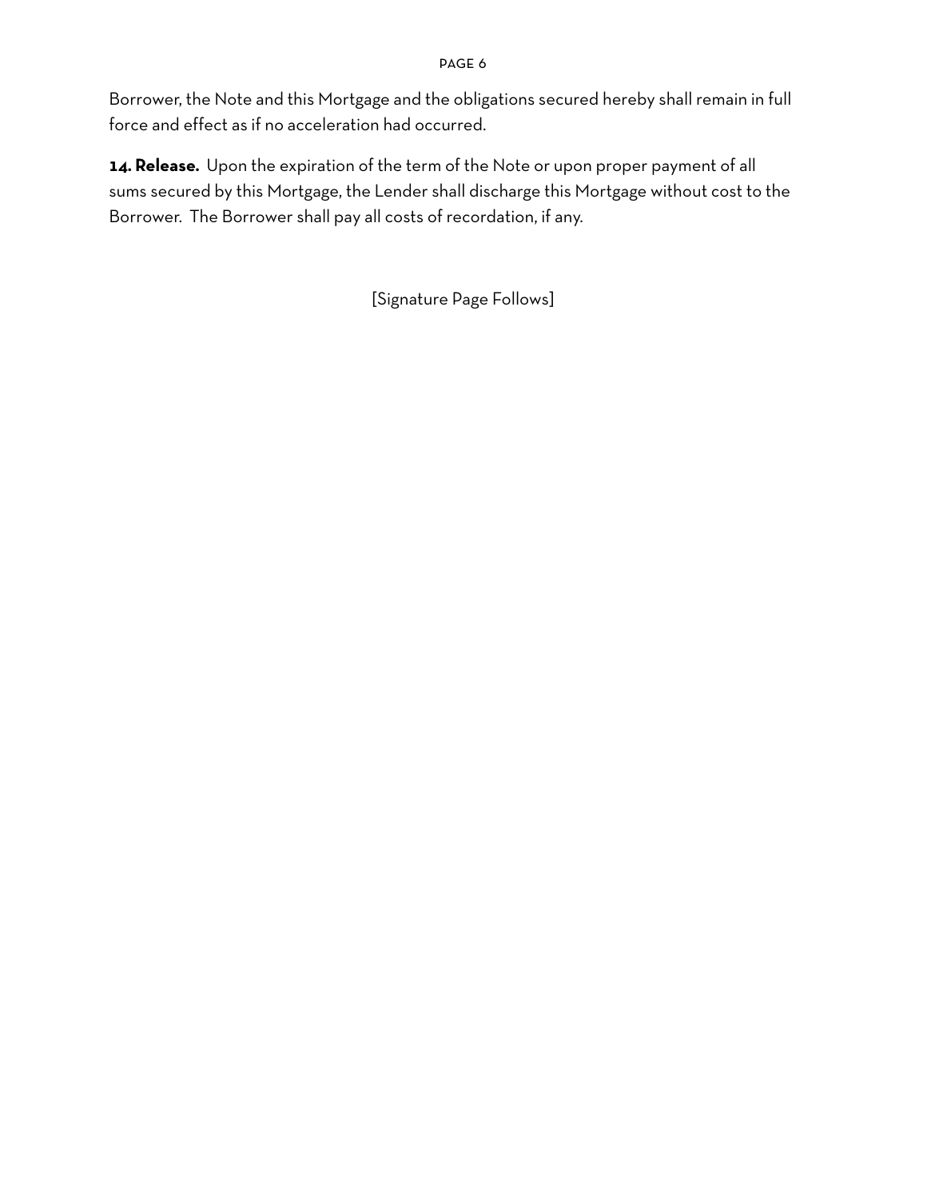Borrower, the Note and this Mortgage and the obligations secured hereby shall remain in full force and effect as if no acceleration had occurred.

**14. Release.** Upon the expiration of the term of the Note or upon proper payment of all sums secured by this Mortgage, the Lender shall discharge this Mortgage without cost to the Borrower. The Borrower shall pay all costs of recordation, if any.

[Signature Page Follows]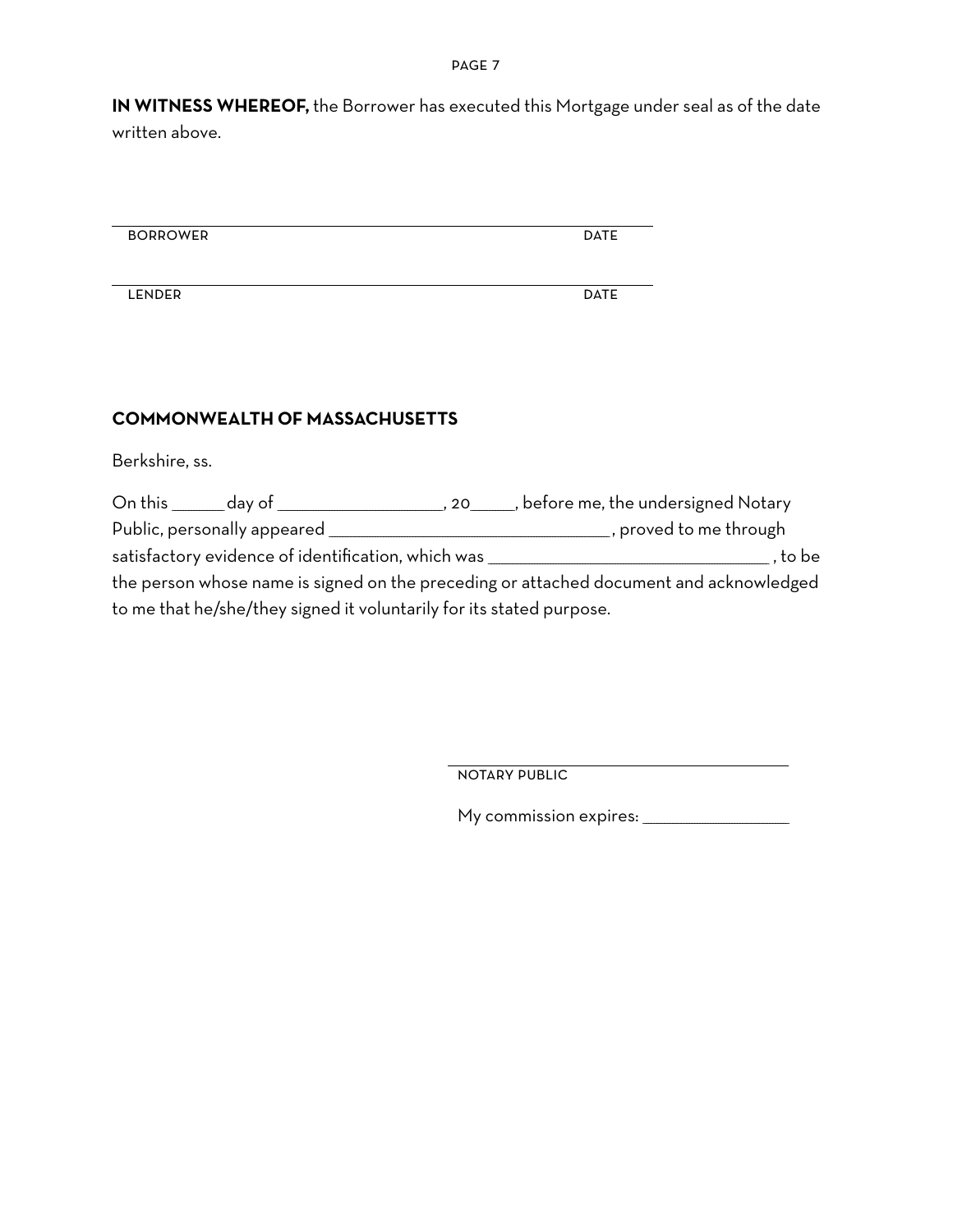**IN WITNESS WHEREOF,** the Borrower has executed this Mortgage under seal as of the date written above.

______________________________________________

BORROWER DATE

______________________________________________

LENDER DATE

**COMMONWEALTH OF MASSACHUSETTS**

Berkshire, ss.

On this ______ day of __________________, 20_____, before me, the undersigned Notary Public, personally appeared _______________________________, proved to me through satisfactory evidence of identification, which was _______________________________ , to be the person whose name is signed on the preceding or attached document and acknowledged to me that he/she/they signed it voluntarily for its stated purpose.

______________________________________

NOTARY PUBLIC

My commission expires: ________________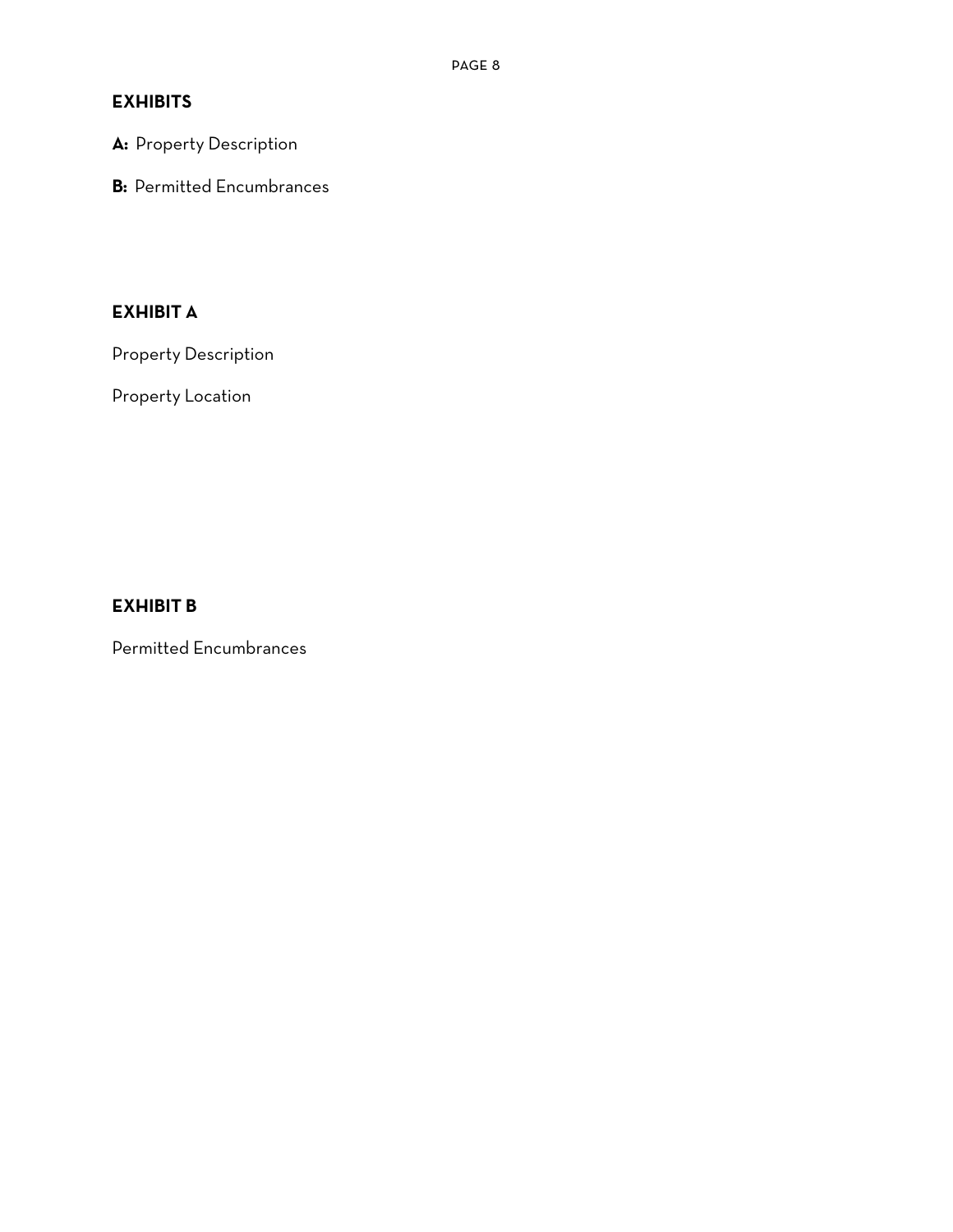## EXHIBITS

**A:** Property Description

**B:** Permitted Encumbrances

## EXHIBIT A

Property Description

Property Location

## EXHIBIT B

Permitted Encumbrances